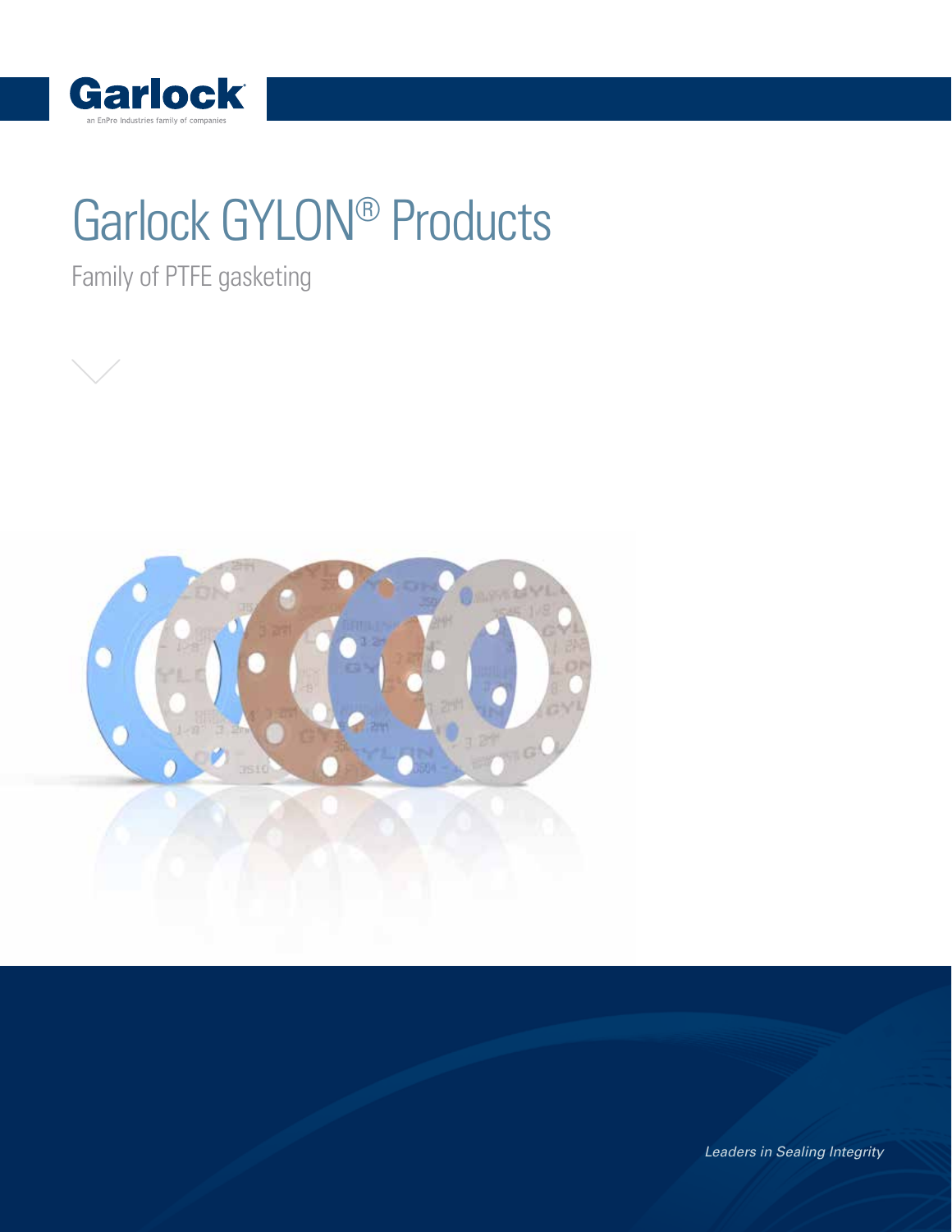Garlock

an EnPro Industries family of companies

# Garlock GYLON® Products

Family of PTFE gasketing

*Leaders in Sealing Integrity*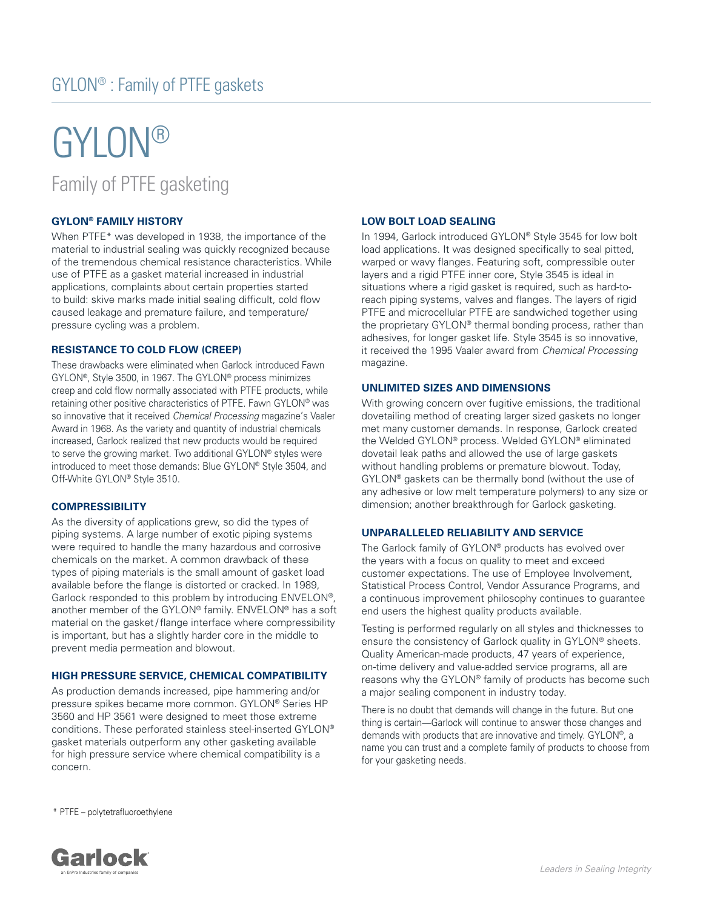# GYLON®

## Family of PTFE gasketing

### GYLON® FAMILY HISTORY

When PTFE* was developed in 1938, the importance of the material to industrial sealing was quickly recognized because of the tremendous chemical resistance characteristics. While use of PTFE as a gasket material increased in industrial applications, complaints about certain properties started to build: skive marks made initial sealing difficult, cold flow caused leakage and premature failure, and temperature/pressure cycling was a problem.

### RESISTANCE TO COLD FLOW (CREEP)

These drawbacks were eliminated when Garlock introduced Fawn GYLON®, Style 3500, in 1967. The GYLON® process minimizes creep and cold flow normally associated with PTFE products, while retaining other positive characteristics of PTFE. Fawn GYLON® was so innovative that it received *Chemical Processing* magazine's Vaaler Award in 1968. As the variety and quantity of industrial chemicals increased, Garlock realized that new products would be required to serve the growing market. Two additional GYLON® styles were introduced to meet those demands: Blue GYLON® Style 3504, and Off-White GYLON® Style 3510.

### COMPRESSIBILITY

As the diversity of applications grew, so did the types of piping systems. A large number of exotic piping systems were required to handle the many hazardous and corrosive chemicals on the market. A common drawback of these types of piping materials is the small amount of gasket load available before the flange is distorted or cracked. In 1989, Garlock responded to this problem by introducing ENVELON®, another member of the GYLON® family. ENVELON® has a soft material on the gasket/flange interface where compressibility is important, but has a slightly harder core in the middle to prevent media permeation and blowout.

### HIGH PRESSURE SERVICE, CHEMICAL COMPATIBILITY

As production demands increased, pipe hammering and/or pressure spikes became more common. GYLON® Series HP 3560 and HP 3561 were designed to meet those extreme conditions. These perforated stainless steel-inserted GYLON® gasket materials outperform any other gasketing available for high pressure service where chemical compatibility is a concern.

### LOW BOLT LOAD SEALING

In 1994, Garlock introduced GYLON® Style 3545 for low bolt load applications. It was designed specifically to seal pitted, warped or wavy flanges. Featuring soft, compressible outer layers and a rigid PTFE inner core, Style 3545 is ideal in situations where a rigid gasket is required, such as hard-to-reach piping systems, valves and flanges. The layers of rigid PTFE and microcellular PTFE are sandwiched together using the proprietary GYLON® thermal bonding process, rather than adhesives, for longer gasket life. Style 3545 is so innovative, it received the 1995 Vaaler award from *Chemical Processing* magazine.

### UNLIMITED SIZES AND DIMENSIONS

With growing concern over fugitive emissions, the traditional dovetailing method of creating larger sized gaskets no longer met many customer demands. In response, Garlock created the Welded GYLON® process. Welded GYLON® eliminated dovetail leak paths and allowed the use of large gaskets without handling problems or premature blowout. Today, GYLON® gaskets can be thermally bond (without the use of any adhesive or low melt temperature polymers) to any size or dimension; another breakthrough for Garlock gasketing.

### UNPARALLELED RELIABILITY AND SERVICE

The Garlock family of GYLON® products has evolved over the years with a focus on quality to meet and exceed customer expectations. The use of Employee Involvement, Statistical Process Control, Vendor Assurance Programs, and a continuous improvement philosophy continues to guarantee end users the highest quality products available.

Testing is performed regularly on all styles and thicknesses to ensure the consistency of Garlock quality in GYLON® sheets. Quality American-made products, 47 years of experience, on-time delivery and value-added service programs, all are reasons why the GYLON® family of products has become such a major sealing component in industry today.

There is no doubt that demands will change in the future. But one thing is certain—Garlock will continue to answer those changes and demands with products that are innovative and timely. GYLON®, a name you can trust and a complete family of products to choose from for your gasketing needs.

* PTFE – polytetrafluoroethylene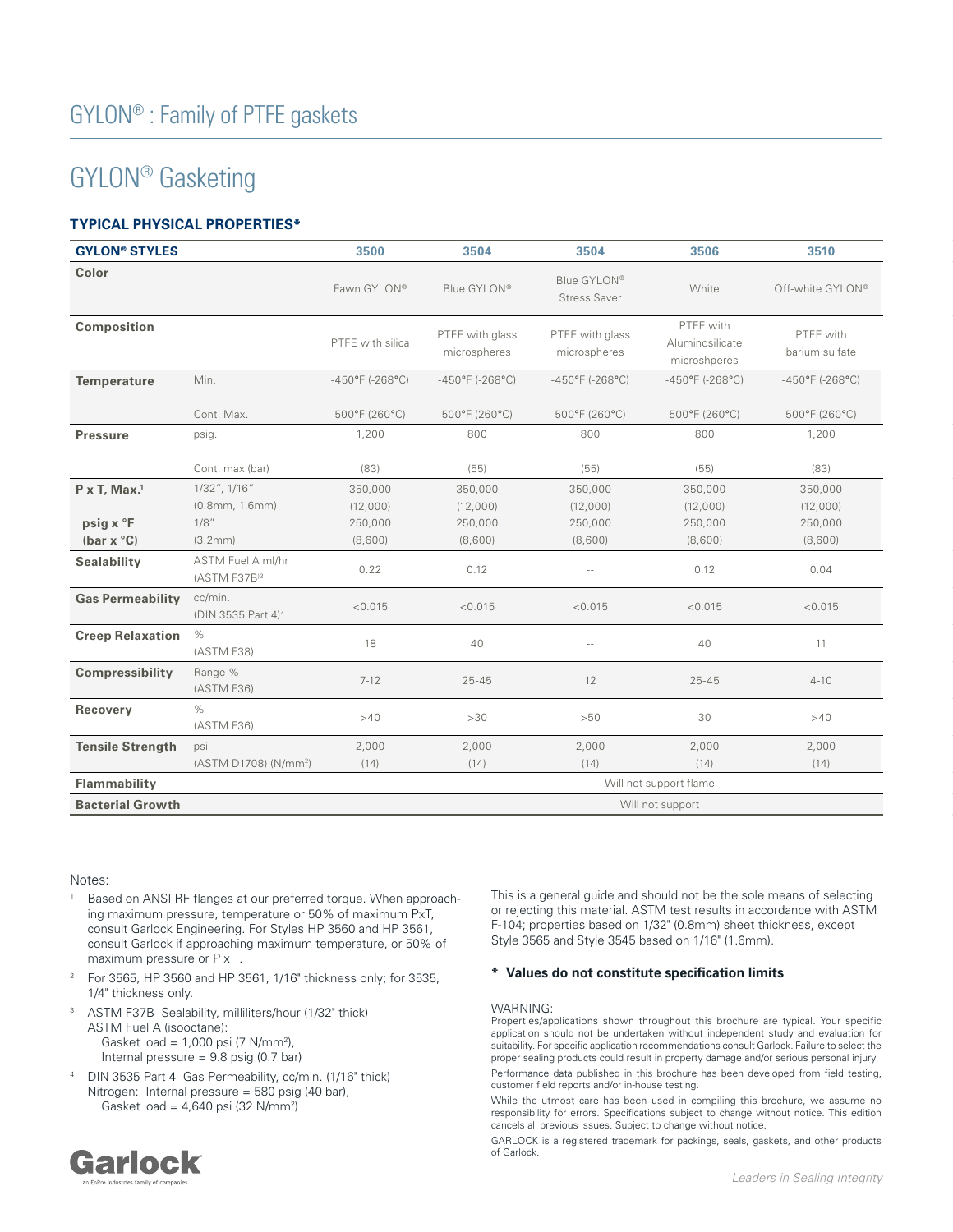# GYLON® : Family of PTFE gaskets

## GYLON® Gasketing

### TYPICAL PHYSICAL PROPERTIES*

| GYLON® STYLES | | 3500 | 3504 | 3504 | 3506 | 3510 |
|---|---|---|---|---|---|---|
| **Color** | | Fawn GYLON® | Blue GYLON® | Blue GYLON® Stress Saver | White | Off-white GYLON® |
| **Composition** | | PTFE with silica | PTFE with glass microspheres | PTFE with glass microspheres | PTFE with Aluminosilicate microshperes | PTFE with barium sulfate |
| **Temperature** | Min. | -450°F (-268°C) | -450°F (-268°C) | -450°F (-268°C) | -450°F (-268°C) | -450°F (-268°C) |
| | Cont. Max. | 500°F (260°C) | 500°F (260°C) | 500°F (260°C) | 500°F (260°C) | 500°F (260°C) |
| **Pressure** | psig. | 1,200 | 800 | 800 | 800 | 1,200 |
| | Cont. max (bar) | (83) | (55) | (55) | (55) | (83) |
| **P x T, Max.**[1] | 1/32", 1/16" (0.8mm, 1.6mm) | 350,000 (12,000) | 350,000 (12,000) | 350,000 (12,000) | 350,000 (12,000) | 350,000 (12,000) |
| **psig x °F (bar x °C)** | 1/8" (3.2mm) | 250,000 (8,600) | 250,000 (8,600) | 250,000 (8,600) | 250,000 (8,600) | 250,000 (8,600) |
| **Sealability** | ASTM Fuel A ml/hr (ASTM F37B)[3] | 0.22 | 0.12 | -- | 0.12 | 0.04 |
| **Gas Permeability** | cc/min. (DIN 3535 Part 4)[4] | <0.015 | <0.015 | <0.015 | <0.015 | <0.015 |
| **Creep Relaxation** | % (ASTM F38) | 18 | 40 | -- | 40 | 11 |
| **Compressibility** | Range % (ASTM F36) | 7-12 | 25-45 | 12 | 25-45 | 4-10 |
| **Recovery** | % (ASTM F36) | >40 | >30 | >50 | 30 | >40 |
| **Tensile Strength** | psi (ASTM D1708) (N/mm²) | 2,000 (14) | 2,000 (14) | 2,000 (14) | 2,000 (14) | 2,000 (14) |
| **Flammability** | | Will not support flame | | | | |
| **Bacterial Growth** | | Will not support | | | | |

Notes:

1. Based on ANSI RF flanges at our preferred torque. When approaching maximum pressure, temperature or 50% of maximum PxT, consult Garlock Engineering. For Styles HP 3560 and HP 3561, consult Garlock if approaching maximum temperature, or 50% of maximum pressure or P x T.
2. For 3565, HP 3560 and HP 3561, 1/16" thickness only; for 3535, 1/4" thickness only.
3. ASTM F37B Sealability, milliliters/hour (1/32" thick)
   ASTM Fuel A (isooctane):
   Gasket load = 1,000 psi (7 N/mm²),
   Internal pressure = 9.8 psig (0.7 bar)
4. DIN 3535 Part 4 Gas Permeability, cc/min. (1/16" thick)
   Nitrogen: Internal pressure = 580 psig (40 bar),
   Gasket load = 4,640 psi (32 N/mm²)

This is a general guide and should not be the sole means of selecting or rejecting this material. ASTM test results in accordance with ASTM F-104; properties based on 1/32" (0.8mm) sheet thickness, except Style 3565 and Style 3545 based on 1/16" (1.6mm).

**\* Values do not constitute specification limits**

WARNING:
Properties/applications shown throughout this brochure are typical. Your specific application should not be undertaken without independent study and evaluation for suitability. For specific application recommendations consult Garlock. Failure to select the proper sealing products could result in property damage and/or serious personal injury.

Performance data published in this brochure has been developed from field testing, customer field reports and/or in-house testing.

While the utmost care has been used in compiling this brochure, we assume no responsibility for errors. Specifications subject to change without notice. This edition cancels all previous issues. Subject to change without notice.

GARLOCK is a registered trademark for packings, seals, gaskets, and other products of Garlock.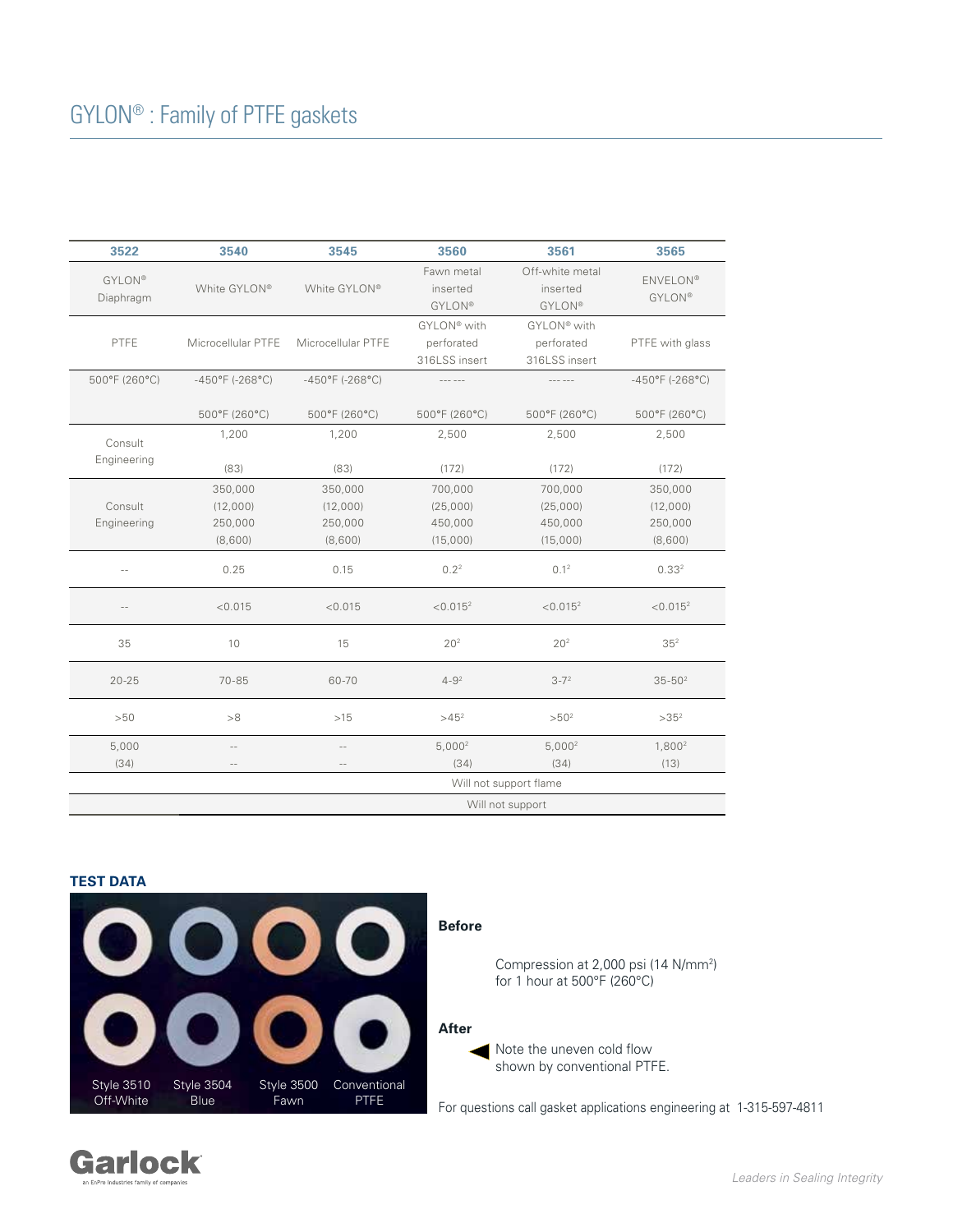# GYLON® : Family of PTFE gaskets

| 3522 | 3540 | 3545 | 3560 | 3561 | 3565 |
|---|---|---|---|---|---|
| GYLON® Diaphragm | White GYLON® | White GYLON® | Fawn metal inserted GYLON® | Off-white metal inserted GYLON® | ENVELON® GYLON® |
| PTFE | Microcellular PTFE | Microcellular PTFE | GYLON® with perforated 316LSS insert | GYLON® with perforated 316LSS insert | PTFE with glass |
| 500°F (260°C) | -450°F (-268°C) | -450°F (-268°C) | ------ | ------ | -450°F (-268°C) |
| | 500°F (260°C) | 500°F (260°C) | 500°F (260°C) | 500°F (260°C) | 500°F (260°C) |
| Consult Engineering | 1,200 (83) | 1,200 (83) | 2,500 (172) | 2,500 (172) | 2,500 (172) |
| Consult Engineering | 350,000 (12,000) 250,000 (8,600) | 350,000 (12,000) 250,000 (8,600) | 700,000 (25,000) 450,000 (15,000) | 700,000 (25,000) 450,000 (15,000) | 350,000 (12,000) 250,000 (8,600) |
| -- | 0.25 | 0.15 | 0.2[2] | 0.1[2] | 0.33[2] |
| -- | <0.015 | <0.015 | <0.015[2] | <0.015[2] | <0.015[2] |
| 35 | 10 | 15 | 20[2] | 20[2] | 35[2] |
| 20-25 | 70-85 | 60-70 | 4-9[2] | 3-7[2] | 35-50[2] |
| >50 | >8 | >15 | >45[2] | >50[2] | >35[2] |
| 5,000 (34) | -- | -- | 5,000[2] (34) | 5,000[2] (34) | 1,800[2] (13) |
| Will not support flame | | | | | |
| Will not support | | | | | |

**TEST DATA**

Style 3510 Off-White | Style 3504 Blue | Style 3500 Fawn | Conventional PTFE

**Before**

Compression at 2,000 psi (14 N/mm²) for 1 hour at 500°F (260°C)

**After**

Note the uneven cold flow shown by conventional PTFE.

For questions call gasket applications engineering at 1-315-597-4811

Garlock
an EnPro Industries family of companies

*Leaders in Sealing Integrity*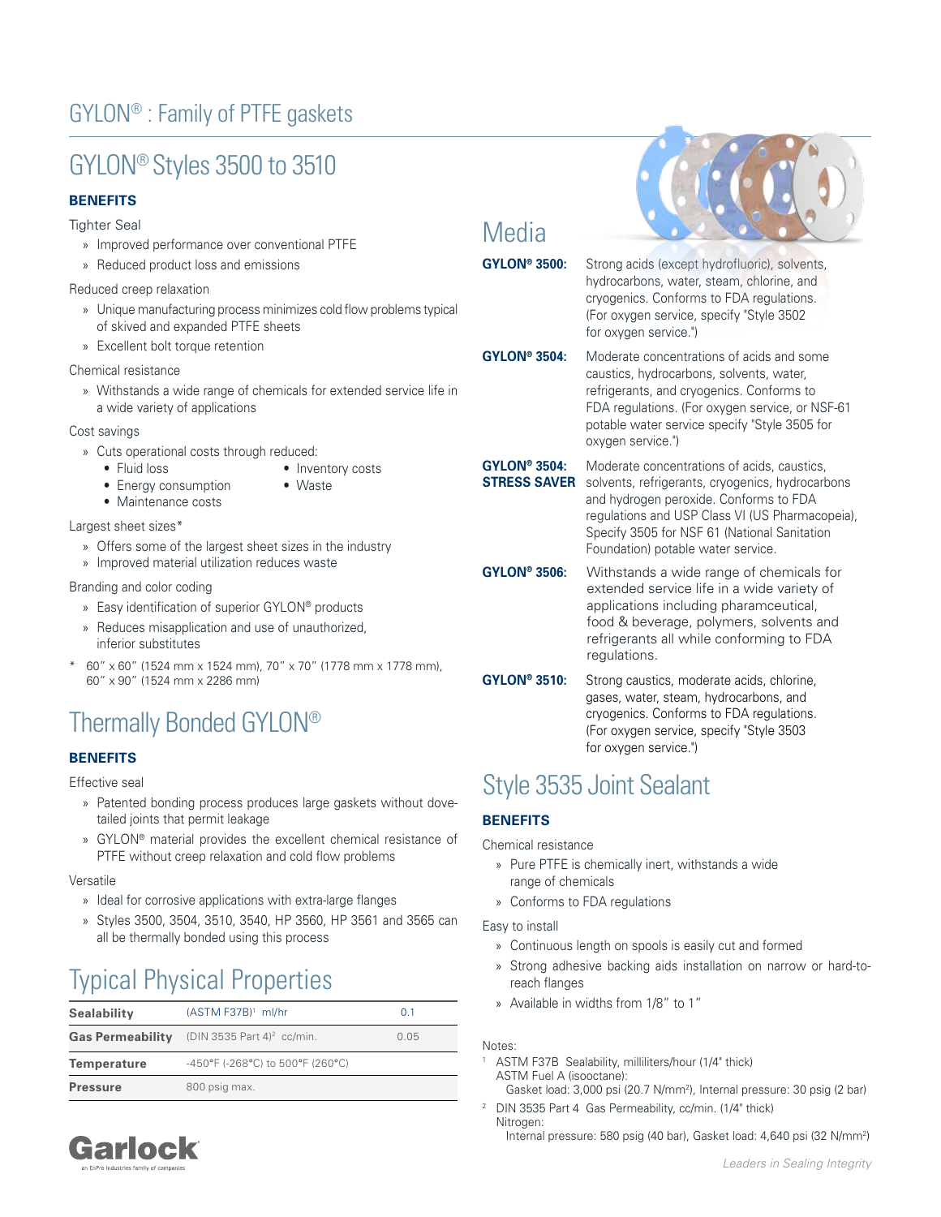# GYLON® : Family of PTFE gaskets

## GYLON® Styles 3500 to 3510

### BENEFITS

Tighter Seal

- Improved performance over conventional PTFE
- Reduced product loss and emissions

Reduced creep relaxation

- Unique manufacturing process minimizes cold flow problems typical of skived and expanded PTFE sheets
- Excellent bolt torque retention

Chemical resistance

- Withstands a wide range of chemicals for extended service life in a wide variety of applications

Cost savings

- Cuts operational costs through reduced:
  - Fluid loss
  - Energy consumption
  - Maintenance costs
  - Inventory costs
  - Waste

Largest sheet sizes*

- Offers some of the largest sheet sizes in the industry
- Improved material utilization reduces waste

Branding and color coding

- Easy identification of superior GYLON® products
- Reduces misapplication and use of unauthorized, inferior substitutes

\* 60" x 60" (1524 mm x 1524 mm), 70" x 70" (1778 mm x 1778 mm), 60" x 90" (1524 mm x 2286 mm)

## Thermally Bonded GYLON®

### BENEFITS

Effective seal

- Patented bonding process produces large gaskets without dove-tailed joints that permit leakage
- GYLON® material provides the excellent chemical resistance of PTFE without creep relaxation and cold flow problems

Versatile

- Ideal for corrosive applications with extra-large flanges
- Styles 3500, 3504, 3510, 3540, HP 3560, HP 3561 and 3565 can all be thermally bonded using this process

## Typical Physical Properties

| | | |
|---|---|---|
| **Sealability** | (ASTM F37B)[1] ml/hr | 0.1 |
| **Gas Permeability** | (DIN 3535 Part 4)[2] cc/min. | 0.05 |
| **Temperature** | -450°F (-268°C) to 500°F (260°C) | |
| **Pressure** | 800 psig max. | |

## Media

**GYLON® 3500:** Strong acids (except hydrofluoric), solvents, hydrocarbons, water, steam, chlorine, and cryogenics. Conforms to FDA regulations. (For oxygen service, specify "Style 3502 for oxygen service.")

**GYLON® 3504:** Moderate concentrations of acids and some caustics, hydrocarbons, solvents, water, refrigerants, and cryogenics. Conforms to FDA regulations. (For oxygen service, or NSF-61 potable water service specify "Style 3505 for oxygen service.")

**GYLON® 3504: STRESS SAVER** Moderate concentrations of acids, caustics, solvents, refrigerants, cryogenics, hydrocarbons and hydrogen peroxide. Conforms to FDA regulations and USP Class VI (US Pharmacopeia), Specify 3505 for NSF 61 (National Sanitation Foundation) potable water service.

**GYLON® 3506:** Withstands a wide range of chemicals for extended service life in a wide variety of applications including pharamceutical, food & beverage, polymers, solvents and refrigerants all while conforming to FDA regulations.

**GYLON® 3510:** Strong caustics, moderate acids, chlorine, gases, water, steam, hydrocarbons, and cryogenics. Conforms to FDA regulations. (For oxygen service, specify "Style 3503 for oxygen service.")

## Style 3535 Joint Sealant

### BENEFITS

Chemical resistance

- Pure PTFE is chemically inert, withstands a wide range of chemicals
- Conforms to FDA regulations

Easy to install

- Continuous length on spools is easily cut and formed
- Strong adhesive backing aids installation on narrow or hard-to-reach flanges
- Available in widths from 1/8" to 1"

Notes:

[1] ASTM F37B Sealability, milliliters/hour (1/4" thick)
ASTM Fuel A (isooctane):
Gasket load: 3,000 psi (20.7 N/mm²), Internal pressure: 30 psig (2 bar)

[2] DIN 3535 Part 4 Gas Permeability, cc/min. (1/4" thick)
Nitrogen:
Internal pressure: 580 psig (40 bar), Gasket load: 4,640 psi (32 N/mm²)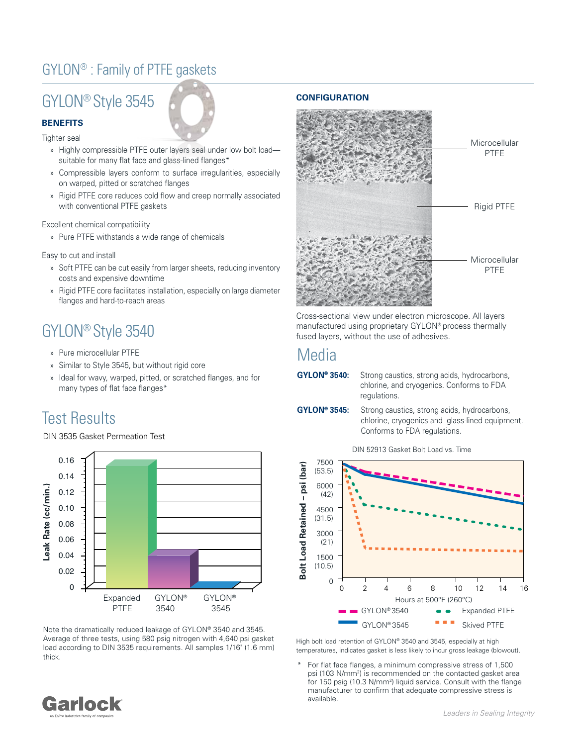# GYLON® : Family of PTFE gaskets

## GYLON® Style 3545

### BENEFITS

Tighter seal

- » Highly compressible PTFE outer layers seal under low bolt load—suitable for many flat face and glass-lined flanges*
- » Compressible layers conform to surface irregularities, especially on warped, pitted or scratched flanges
- » Rigid PTFE core reduces cold flow and creep normally associated with conventional PTFE gaskets

Excellent chemical compatibility

- » Pure PTFE withstands a wide range of chemicals

Easy to cut and install

- » Soft PTFE can be cut easily from larger sheets, reducing inventory costs and expensive downtime
- » Rigid PTFE core facilitates installation, especially on large diameter flanges and hard-to-reach areas

## GYLON® Style 3540

- » Pure microcellular PTFE
- » Similar to Style 3545, but without rigid core
- » Ideal for wavy, warped, pitted, or scratched flanges, and for many types of flat face flanges*

## Test Results

DIN 3535 Gasket Permeation Test

| | Leak Rate (cc/min.) |
|---|---|
| Expanded PTFE | ~0.15 |
| GYLON® 3540 | ~0.04 |
| GYLON® 3545 | ~0 |

Note the dramatically reduced leakage of GYLON® 3540 and 3545. Average of three tests, using 580 psig nitrogen with 4,640 psi gasket load according to DIN 3535 requirements. All samples 1/16" (1.6 mm) thick.

### CONFIGURATION

Microcellular PTFE / Rigid PTFE / Microcellular PTFE

Cross-sectional view under electron microscope. All layers manufactured using proprietary GYLON® process thermally fused layers, without the use of adhesives.

## Media

**GYLON® 3540:** Strong caustics, strong acids, hydrocarbons, chlorine, and cryogenics. Conforms to FDA regulations.

**GYLON® 3545:** Strong caustics, strong acids, hydrocarbons, chlorine, cryogenics and glass-lined equipment. Conforms to FDA regulations.

DIN 52913 Gasket Bolt Load vs. Time

(Bolt Load Retained – psi (bar) vs. Hours at 500°F (260°C); series: GYLON® 3540, GYLON® 3545, Expanded PTFE, Skived PTFE)

High bolt load retention of GYLON® 3540 and 3545, especially at high temperatures, indicates gasket is less likely to incur gross leakage (blowout).

\* For flat face flanges, a minimum compressive stress of 1,500 psi (103 N/mm²) is recommended on the contacted gasket area for 150 psig (10.3 N/mm²) liquid service. Consult with the flange manufacturer to confirm that adequate compressive stress is available.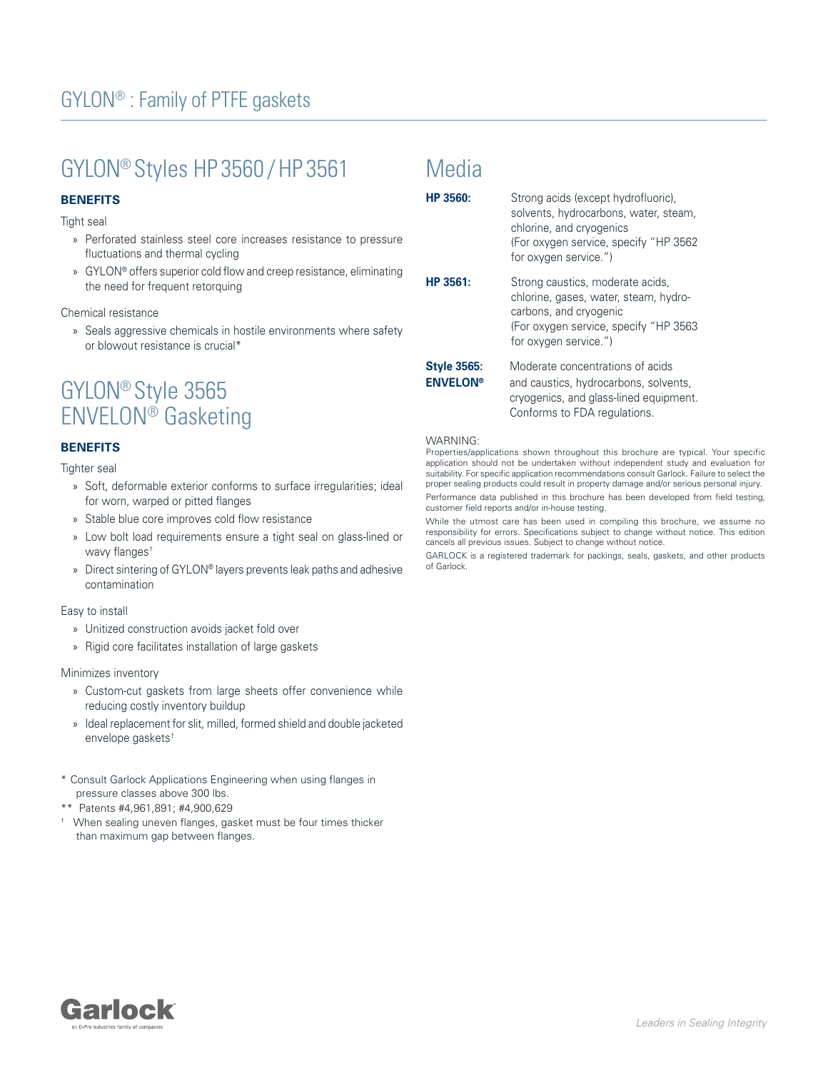# GYLON® : Family of PTFE gaskets

## GYLON® Styles HP 3560 / HP 3561

**BENEFITS**

Tight seal

- Perforated stainless steel core increases resistance to pressure fluctuations and thermal cycling
- GYLON® offers superior cold flow and creep resistance, eliminating the need for frequent retorquing

Chemical resistance

- Seals aggressive chemicals in hostile environments where safety or blowout resistance is crucial*

## GYLON® Style 3565 ENVELON® Gasketing

**BENEFITS**

Tighter seal

- Soft, deformable exterior conforms to surface irregularities; ideal for worn, warped or pitted flanges
- Stable blue core improves cold flow resistance
- Low bolt load requirements ensure a tight seal on glass-lined or wavy flanges†
- Direct sintering of GYLON® layers prevents leak paths and adhesive contamination

Easy to install

- Unitized construction avoids jacket fold over
- Rigid core facilitates installation of large gaskets

Minimizes inventory

- Custom-cut gaskets from large sheets offer convenience while reducing costly inventory buildup
- Ideal replacement for slit, milled, formed shield and double jacketed envelope gaskets†

\* Consult Garlock Applications Engineering when using flanges in pressure classes above 300 lbs.

\*\* Patents #4,961,891; #4,900,629

† When sealing uneven flanges, gasket must be four times thicker than maximum gap between flanges.

## Media

**HP 3560:** Strong acids (except hydrofluoric), solvents, hydrocarbons, water, steam, chlorine, and cryogenics (For oxygen service, specify "HP 3562 for oxygen service.")

**HP 3561:** Strong caustics, moderate acids, chlorine, gases, water, steam, hydrocarbons, and cryogenic (For oxygen service, specify "HP 3563 for oxygen service.")

**Style 3565: ENVELON®** Moderate concentrations of acids and caustics, hydrocarbons, solvents, cryogenics, and glass-lined equipment. Conforms to FDA regulations.

WARNING:

Properties/applications shown throughout this brochure are typical. Your specific application should not be undertaken without independent study and evaluation for suitability. For specific application recommendations consult Garlock. Failure to select the proper sealing products could result in property damage and/or serious personal injury.

Performance data published in this brochure has been developed from field testing, customer field reports and/or in-house testing.

While the utmost care has been used in compiling this brochure, we assume no responsibility for errors. Specifications subject to change without notice. This edition cancels all previous issues. Subject to change without notice.

GARLOCK is a registered trademark for packings, seals, gaskets, and other products of Garlock.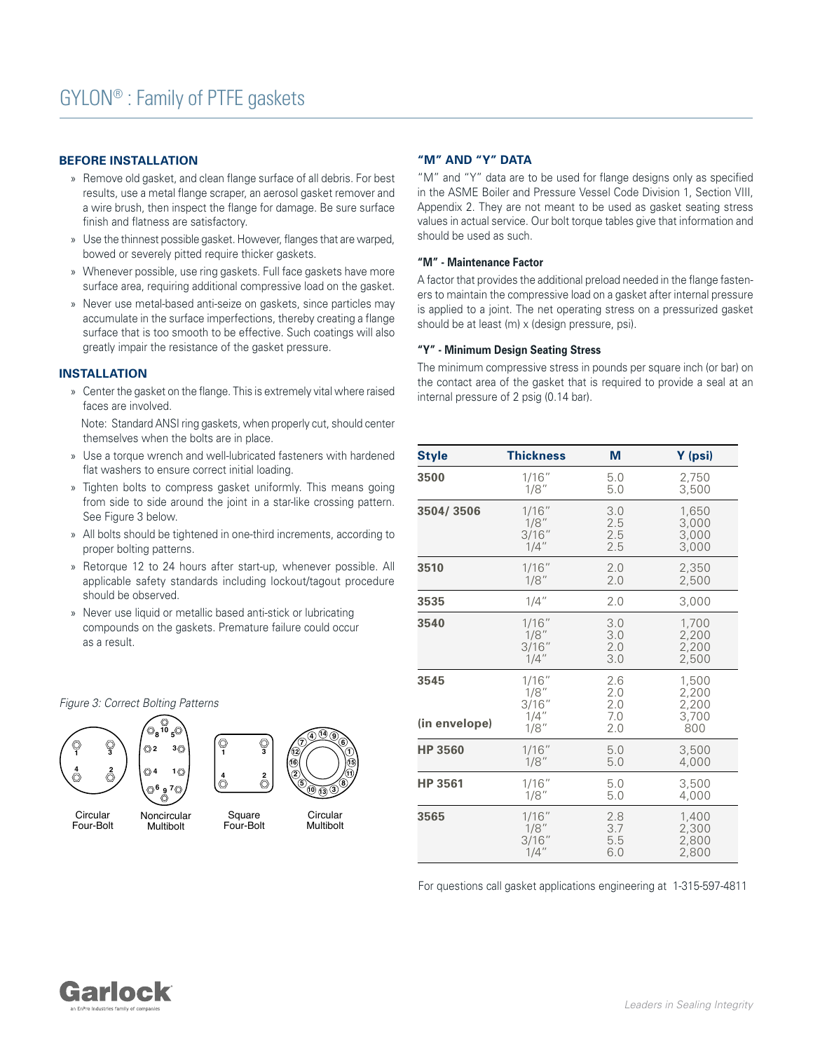# GYLON® : Family of PTFE gaskets

## BEFORE INSTALLATION

- Remove old gasket, and clean flange surface of all debris. For best results, use a metal flange scraper, an aerosol gasket remover and a wire brush, then inspect the flange for damage. Be sure surface finish and flatness are satisfactory.
- Use the thinnest possible gasket. However, flanges that are warped, bowed or severely pitted require thicker gaskets.
- Whenever possible, use ring gaskets. Full face gaskets have more surface area, requiring additional compressive load on the gasket.
- Never use metal-based anti-seize on gaskets, since particles may accumulate in the surface imperfections, thereby creating a flange surface that is too smooth to be effective. Such coatings will also greatly impair the resistance of the gasket pressure.

## INSTALLATION

- Center the gasket on the flange. This is extremely vital where raised faces are involved.

  Note: Standard ANSI ring gaskets, when properly cut, should center themselves when the bolts are in place.
- Use a torque wrench and well-lubricated fasteners with hardened flat washers to ensure correct initial loading.
- Tighten bolts to compress gasket uniformly. This means going from side to side around the joint in a star-like crossing pattern. See Figure 3 below.
- All bolts should be tightened in one-third increments, according to proper bolting patterns.
- Retorque 12 to 24 hours after start-up, whenever possible. All applicable safety standards including lockout/tagout procedure should be observed.
- Never use liquid or metallic based anti-stick or lubricating compounds on the gaskets. Premature failure could occur as a result.

*Figure 3: Correct Bolting Patterns*

Circular Four-Bolt — Noncircular Multibolt — Square Four-Bolt — Circular Multibolt

## "M" AND "Y" DATA

"M" and "Y" data are to be used for flange designs only as specified in the ASME Boiler and Pressure Vessel Code Division 1, Section VIII, Appendix 2. They are not meant to be used as gasket seating stress values in actual service. Our bolt torque tables give that information and should be used as such.

### "M" - Maintenance Factor

A factor that provides the additional preload needed in the flange fasteners to maintain the compressive load on a gasket after internal pressure is applied to a joint. The net operating stress on a pressurized gasket should be at least (m) x (design pressure, psi).

### "Y" - Minimum Design Seating Stress

The minimum compressive stress in pounds per square inch (or bar) on the contact area of the gasket that is required to provide a seal at an internal pressure of 2 psig (0.14 bar).

| Style | Thickness | M | Y (psi) |
|---|---|---|---|
| 3500 | 1/16" | 5.0 | 2,750 |
| | 1/8" | 5.0 | 3,500 |
| 3504/ 3506 | 1/16" | 3.0 | 1,650 |
| | 1/8" | 2.5 | 3,000 |
| | 3/16" | 2.5 | 3,000 |
| | 1/4" | 2.5 | 3,000 |
| 3510 | 1/16" | 2.0 | 2,350 |
| | 1/8" | 2.0 | 2,500 |
| 3535 | 1/4" | 2.0 | 3,000 |
| 3540 | 1/16" | 3.0 | 1,700 |
| | 1/8" | 3.0 | 2,200 |
| | 3/16" | 2.0 | 2,200 |
| | 1/4" | 3.0 | 2,500 |
| 3545 | 1/16" | 2.6 | 1,500 |
| | 1/8" | 2.0 | 2,200 |
| | 3/16" | 2.0 | 2,200 |
| | 1/4" | 7.0 | 3,700 |
| (in envelope) | 1/8" | 2.0 | 800 |
| HP 3560 | 1/16" | 5.0 | 3,500 |
| | 1/8" | 5.0 | 4,000 |
| HP 3561 | 1/16" | 5.0 | 3,500 |
| | 1/8" | 5.0 | 4,000 |
| 3565 | 1/16" | 2.8 | 1,400 |
| | 1/8" | 3.7 | 2,300 |
| | 3/16" | 5.5 | 2,800 |
| | 1/4" | 6.0 | 2,800 |

For questions call gasket applications engineering at 1-315-597-4811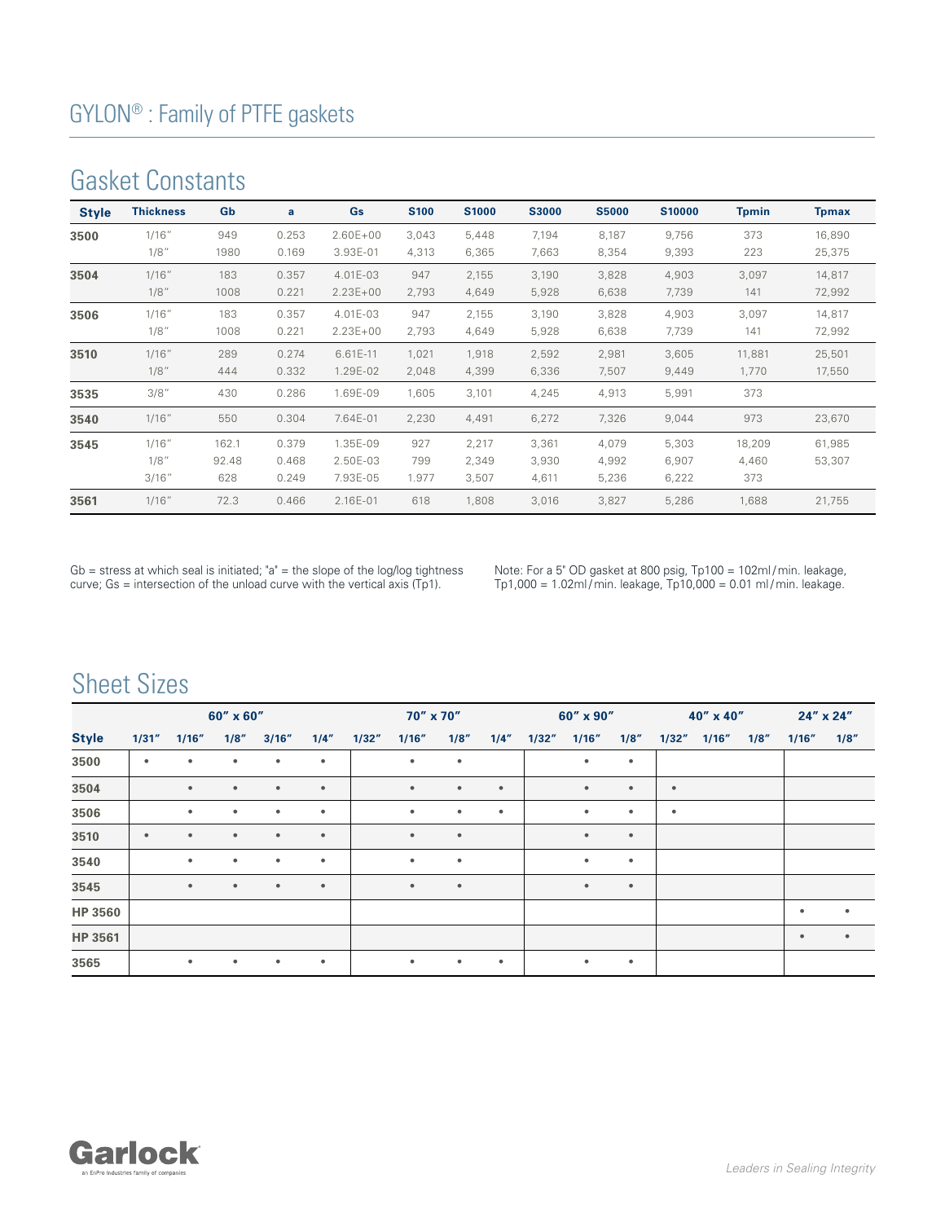## Gasket Constants

| Style | Thickness | Gb | a | Gs | S100 | S1000 | S3000 | S5000 | S10000 | Tpmin | Tpmax |
|---|---|---|---|---|---|---|---|---|---|---|---|
| **3500** | 1/16″ | 949 | 0.253 | 2.60E+00 | 3,043 | 5,448 | 7,194 | 8,187 | 9,756 | 373 | 16,890 |
| | 1/8″ | 1980 | 0.169 | 3.93E-01 | 4,313 | 6,365 | 7,663 | 8,354 | 9,393 | 223 | 25,375 |
| **3504** | 1/16″ | 183 | 0.357 | 4.01E-03 | 947 | 2,155 | 3,190 | 3,828 | 4,903 | 3,097 | 14,817 |
| | 1/8″ | 1008 | 0.221 | 2.23E+00 | 2,793 | 4,649 | 5,928 | 6,638 | 7,739 | 141 | 72,992 |
| **3506** | 1/16″ | 183 | 0.357 | 4.01E-03 | 947 | 2,155 | 3,190 | 3,828 | 4,903 | 3,097 | 14,817 |
| | 1/8″ | 1008 | 0.221 | 2.23E+00 | 2,793 | 4,649 | 5,928 | 6,638 | 7,739 | 141 | 72,992 |
| **3510** | 1/16″ | 289 | 0.274 | 6.61E-11 | 1,021 | 1,918 | 2,592 | 2,981 | 3,605 | 11,881 | 25,501 |
| | 1/8″ | 444 | 0.332 | 1.29E-02 | 2,048 | 4,399 | 6,336 | 7,507 | 9,449 | 1,770 | 17,550 |
| **3535** | 3/8″ | 430 | 0.286 | 1.69E-09 | 1,605 | 3,101 | 4,245 | 4,913 | 5,991 | 373 | |
| **3540** | 1/16″ | 550 | 0.304 | 7.64E-01 | 2,230 | 4,491 | 6,272 | 7,326 | 9,044 | 973 | 23,670 |
| **3545** | 1/16″ | 162.1 | 0.379 | 1.35E-09 | 927 | 2,217 | 3,361 | 4,079 | 5,303 | 18,209 | 61,985 |
| | 1/8″ | 92.48 | 0.468 | 2.50E-03 | 799 | 2,349 | 3,930 | 4,992 | 6,907 | 4,460 | 53,307 |
| | 3/16″ | 628 | 0.249 | 7.93E-05 | 1.977 | 3,507 | 4,611 | 5,236 | 6,222 | 373 | |
| **3561** | 1/16″ | 72.3 | 0.466 | 2.16E-01 | 618 | 1,808 | 3,016 | 3,827 | 5,286 | 1,688 | 21,755 |

Gb = stress at which seal is initiated; "a" = the slope of the log/log tightness curve; Gs = intersection of the unload curve with the vertical axis (Tp1).

Note: For a 5" OD gasket at 800 psig, Tp100 = 102ml / min. leakage, Tp1,000 = 1.02ml / min. leakage, Tp10,000 = 0.01 ml / min. leakage.

## Sheet Sizes

| | 60″ x 60″ | | | | | 70″ x 70″ | | | | 60″ x 90″ | | | 40″ x 40″ | | | 24″ x 24″ | |
|---|---|---|---|---|---|---|---|---|---|---|---|---|---|---|---|---|---|
| **Style** | **1/31″** | **1/16″** | **1/8″** | **3/16″** | **1/4″** | **1/32″** | **1/16″** | **1/8″** | **1/4″** | **1/32″** | **1/16″** | **1/8″** | **1/32″** | **1/16″** | **1/8″** | **1/16″** | **1/8″** |
| **3500** | • | • | • | • | • | | • | • | | | • | • | | | | | |
| **3504** | | • | • | • | • | | • | • | • | | • | • | • | | | | |
| **3506** | | • | • | • | • | | • | • | • | | • | • | • | | | | |
| **3510** | • | • | • | • | • | | • | • | | | • | • | | | | | |
| **3540** | | • | • | • | • | | • | • | | | • | • | | | | | |
| **3545** | | • | • | • | • | | • | • | | | • | • | | | | | |
| **HP 3560** | | | | | | | | | | | | | | | | • | • |
| **HP 3561** | | | | | | | | | | | | | | | | • | • |
| **3565** | | • | • | • | • | | • | • | • | | • | • | | | | | |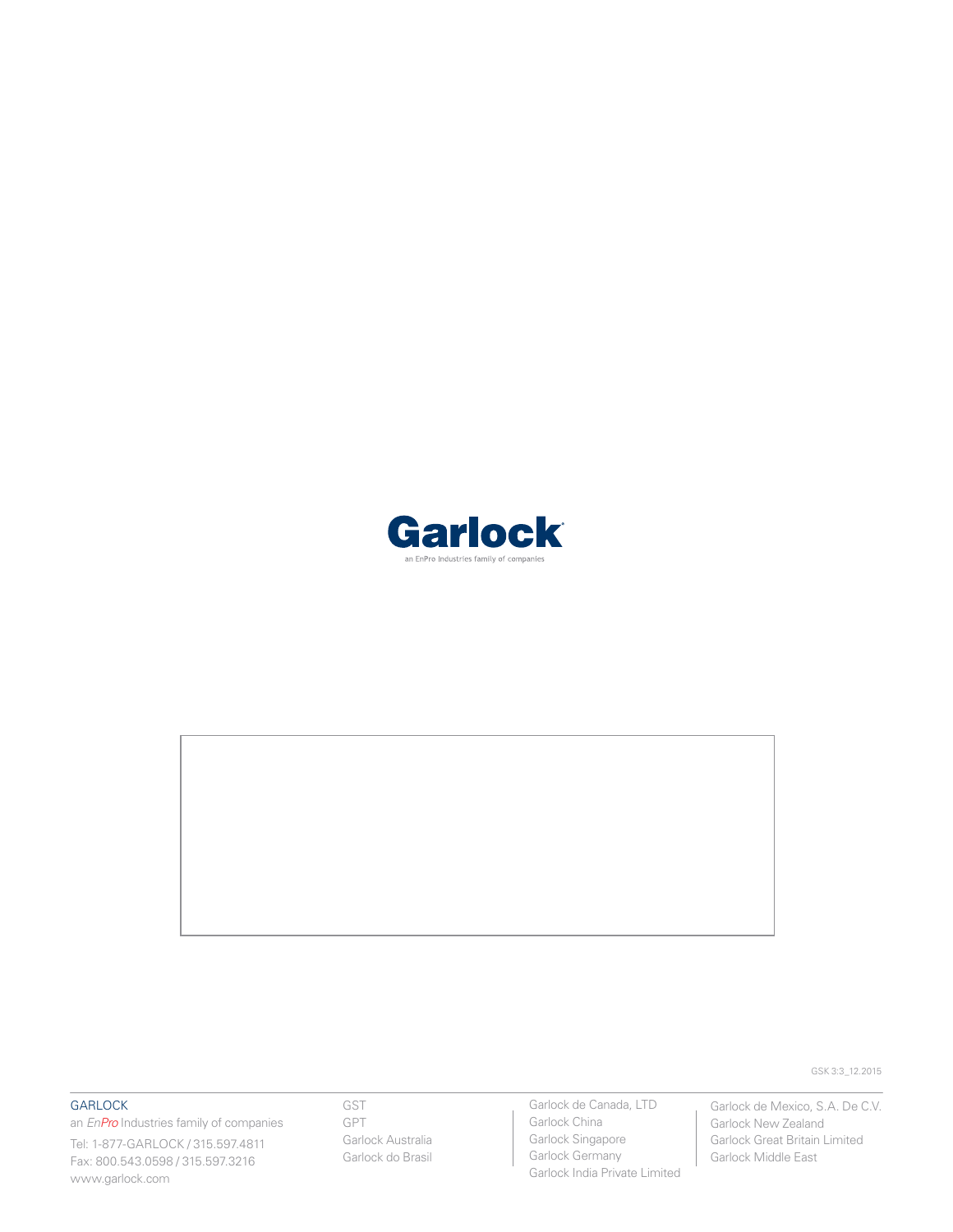Garlock

an EnPro Industries family of companies

GSK 3:3_12.2015

GARLOCK

an *EnPro* Industries family of companies

Tel: 1-877-GARLOCK / 315.597.4811

Fax: 800.543.0598 / 315.597.3216

www.garlock.com

GST

GPT

Garlock Australia

Garlock do Brasil

Garlock de Canada, LTD

Garlock China

Garlock Singapore

Garlock Germany

Garlock India Private Limited

Garlock de Mexico, S.A. De C.V.

Garlock New Zealand

Garlock Great Britain Limited

Garlock Middle East